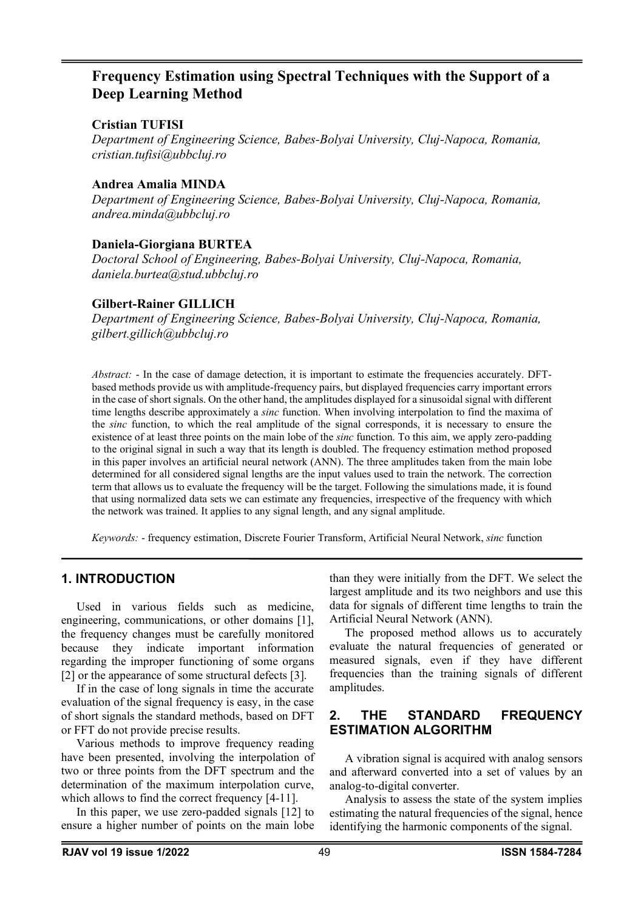# Frequency Estimation using Spectral Techniques with the Support of a Deep Learning Method

**Cristian TUFISI**
*Department of Engineering Science, Babes-Bolyai University, Cluj-Napoca, Romania, cristian.tufisi@ubbcluj.ro*

**Andrea Amalia MINDA**
*Department of Engineering Science, Babes-Bolyai University, Cluj-Napoca, Romania, andrea.minda@ubbcluj.ro*

**Daniela-Giorgiana BURTEA**
*Doctoral School of Engineering, Babes-Bolyai University, Cluj-Napoca, Romania, daniela.burtea@stud.ubbcluj.ro*

**Gilbert-Rainer GILLICH**
*Department of Engineering Science, Babes-Bolyai University, Cluj-Napoca, Romania, gilbert.gillich@ubbcluj.ro*

*Abstract:* - In the case of damage detection, it is important to estimate the frequencies accurately. DFT-based methods provide us with amplitude-frequency pairs, but displayed frequencies carry important errors in the case of short signals. On the other hand, the amplitudes displayed for a sinusoidal signal with different time lengths describe approximately a *sinc* function. When involving interpolation to find the maxima of the *sinc* function, to which the real amplitude of the signal corresponds, it is necessary to ensure the existence of at least three points on the main lobe of the *sinc* function. To this aim, we apply zero-padding to the original signal in such a way that its length is doubled. The frequency estimation method proposed in this paper involves an artificial neural network (ANN). The three amplitudes taken from the main lobe determined for all considered signal lengths are the input values used to train the network. The correction term that allows us to evaluate the frequency will be the target. Following the simulations made, it is found that using normalized data sets we can estimate any frequencies, irrespective of the frequency with which the network was trained. It applies to any signal length, and any signal amplitude.

*Keywords:* - frequency estimation, Discrete Fourier Transform, Artificial Neural Network, *sinc* function

## 1. INTRODUCTION

Used in various fields such as medicine, engineering, communications, or other domains [1], the frequency changes must be carefully monitored because they indicate important information regarding the improper functioning of some organs [2] or the appearance of some structural defects [3].

If in the case of long signals in time the accurate evaluation of the signal frequency is easy, in the case of short signals the standard methods, based on DFT or FFT do not provide precise results.

Various methods to improve frequency reading have been presented, involving the interpolation of two or three points from the DFT spectrum and the determination of the maximum interpolation curve, which allows to find the correct frequency [4-11].

In this paper, we use zero-padded signals [12] to ensure a higher number of points on the main lobe than they were initially from the DFT. We select the largest amplitude and its two neighbors and use this data for signals of different time lengths to train the Artificial Neural Network (ANN).

The proposed method allows us to accurately evaluate the natural frequencies of generated or measured signals, even if they have different frequencies than the training signals of different amplitudes.

## 2. THE STANDARD FREQUENCY ESTIMATION ALGORITHM

A vibration signal is acquired with analog sensors and afterward converted into a set of values by an analog-to-digital converter.

Analysis to assess the state of the system implies estimating the natural frequencies of the signal, hence identifying the harmonic components of the signal.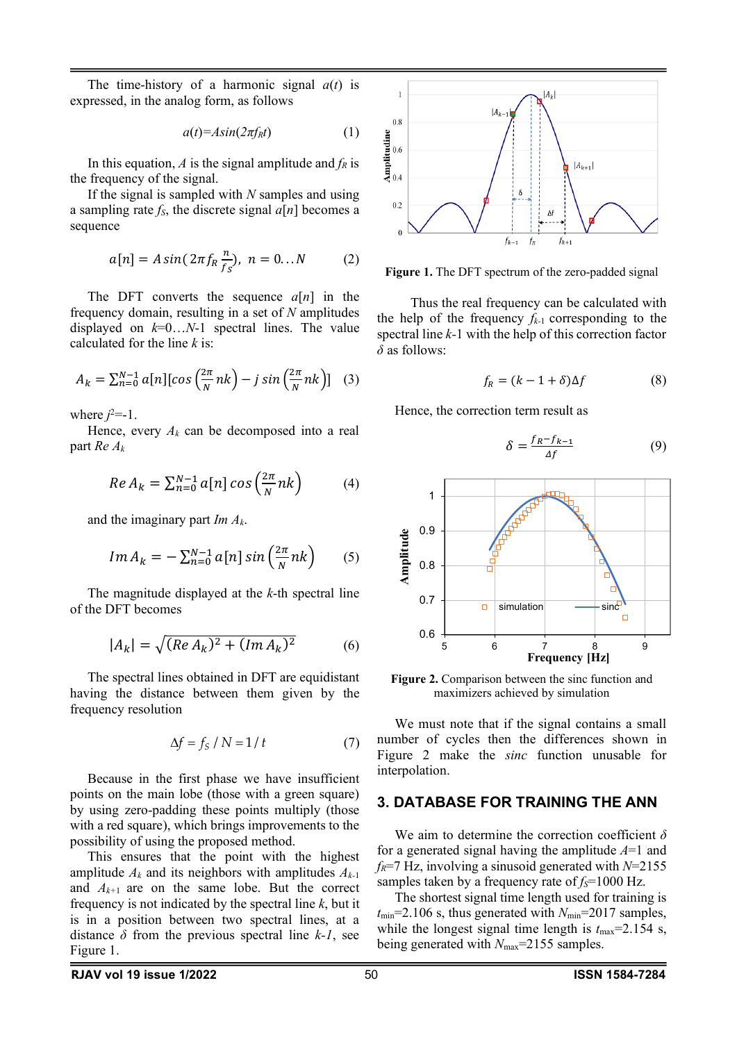The time-history of a harmonic signal $a(t)$ is expressed, in the analog form, as follows

$$a(t)=A\sin(2\pi f_R t) \tag{1}$$

In this equation, $A$ is the signal amplitude and $f_R$ is the frequency of the signal.

If the signal is sampled with $N$ samples and using a sampling rate $f_S$, the discrete signal $a[n]$ becomes a sequence

$$a[n] = A\sin(2\pi f_R \frac{n}{f_S}),\ n = 0 \ldots N \tag{2}$$

The DFT converts the sequence $a[n]$ in the frequency domain, resulting in a set of $N$ amplitudes displayed on $k$=0…$N$-1 spectral lines. The value calculated for the line $k$ is:

$$A_k = \sum_{n=0}^{N-1} a[n]\left[\cos\left(\frac{2\pi}{N}nk\right) - j\sin\left(\frac{2\pi}{N}nk\right)\right] \tag{3}$$

where $j^2$=-1.

Hence, every $A_k$ can be decomposed into a real part $Re\,A_k$

$$Re\,A_k = \sum_{n=0}^{N-1} a[n]\cos\left(\frac{2\pi}{N}nk\right) \tag{4}$$

and the imaginary part $Im\,A_k$.

$$Im\,A_k = -\sum_{n=0}^{N-1} a[n]\sin\left(\frac{2\pi}{N}nk\right) \tag{5}$$

The magnitude displayed at the $k$-th spectral line of the DFT becomes

$$|A_k| = \sqrt{(Re\,A_k)^2 + (Im\,A_k)^2} \tag{6}$$

The spectral lines obtained in DFT are equidistant having the distance between them given by the frequency resolution

$$\Delta f = f_S / N = 1/t \tag{7}$$

Because in the first phase we have insufficient points on the main lobe (those with a green square) by using zero-padding these points multiply (those with a red square), which brings improvements to the possibility of using the proposed method.

This ensures that the point with the highest amplitude $A_k$ and its neighbors with amplitudes $A_{k-1}$ and $A_{k+1}$ are on the same lobe. But the correct frequency is not indicated by the spectral line $k$, but it is a position between two spectral lines, at a distance $\delta$ from the previous spectral line $k$-1, see Figure 1.

**Figure 1.** The DFT spectrum of the zero-padded signal

Thus the real frequency can be calculated with the help of the frequency $f_{k-1}$ corresponding to the spectral line $k$-1 with the help of this correction factor $\delta$ as follows:

$$f_R = (k - 1 + \delta)\Delta f \tag{8}$$

Hence, the correction term result as

$$\delta = \frac{f_R - f_{k-1}}{\Delta f} \tag{9}$$

**Figure 2.** Comparison between the sinc function and maximizers achieved by simulation

We must note that if the signal contains a small number of cycles then the differences shown in Figure 2 make the *sinc* function unusable for interpolation.

## 3. DATABASE FOR TRAINING THE ANN

We aim to determine the correction coefficient $\delta$ for a generated signal having the amplitude $A$=1 and $f_R$=7 Hz, involving a sinusoid generated with $N$=2155 samples taken by a frequency rate of $f_S$=1000 Hz.

The shortest signal time length used for training is $t_{min}$=2.106 s, thus generated with $N_{min}$=2017 samples, while the longest signal time length is $t_{max}$=2.154 s, being generated with $N_{max}$=2155 samples.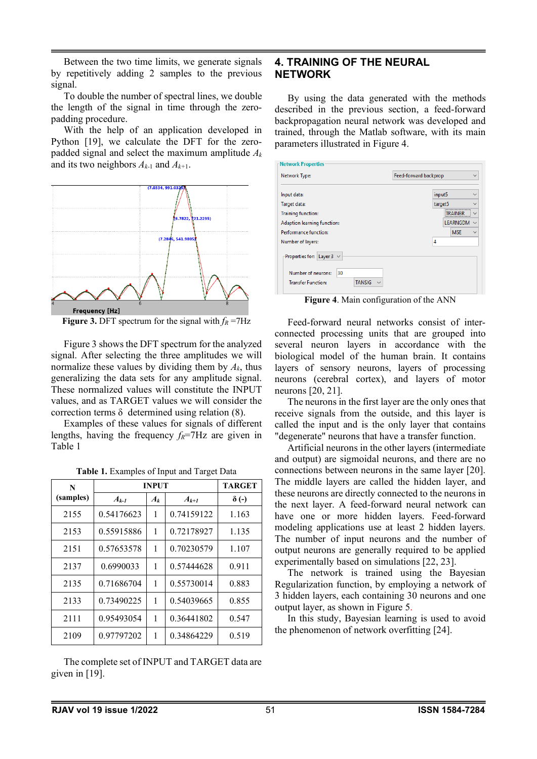Between the two time limits, we generate signals by repetitively adding 2 samples to the previous signal.

To double the number of spectral lines, we double the length of the signal in time through the zero-padding procedure.

With the help of an application developed in Python [19], we calculate the DFT for the zero-padded signal and select the maximum amplitude $A_k$ and its two neighbors $A_{k-1}$ and $A_{k+1}$.

**Figure 3.** DFT spectrum for the signal with $f_R$ =7Hz

Figure 3 shows the DFT spectrum for the analyzed signal. After selecting the three amplitudes we will normalize these values by dividing them by $A_k$, thus generalizing the data sets for any amplitude signal. These normalized values will constitute the INPUT values, and as TARGET values we will consider the correction terms δ determined using relation (8).

Examples of these values for signals of different lengths, having the frequency $f_R$=7Hz are given in Table 1

**Table 1.** Examples of Input and Target Data

| N (samples) | INPUT | | | TARGET |
|---|---|---|---|---|
| | $A_{k-1}$ | $A_k$ | $A_{k+1}$ | δ (-) |
| 2155 | 0.54176623 | 1 | 0.74159122 | 1.163 |
| 2153 | 0.55915886 | 1 | 0.72178927 | 1.135 |
| 2151 | 0.57653578 | 1 | 0.70230579 | 1.107 |
| 2137 | 0.6990033 | 1 | 0.57444628 | 0.911 |
| 2135 | 0.71686704 | 1 | 0.55730014 | 0.883 |
| 2133 | 0.73490225 | 1 | 0.54039665 | 0.855 |
| 2111 | 0.95493054 | 1 | 0.36441802 | 0.547 |
| 2109 | 0.97797202 | 1 | 0.34864229 | 0.519 |

The complete set of INPUT and TARGET data are given in [19].

## 4. TRAINING OF THE NEURAL NETWORK

By using the data generated with the methods described in the previous section, a feed-forward backpropagation neural network was developed and trained, through the Matlab software, with its main parameters illustrated in Figure 4.

**Figure 4**. Main configuration of the ANN

Feed-forward neural networks consist of inter-connected processing units that are grouped into several neuron layers in accordance with the biological model of the human brain. It contains layers of sensory neurons, layers of processing neurons (cerebral cortex), and layers of motor neurons [20, 21].

The neurons in the first layer are the only ones that receive signals from the outside, and this layer is called the input and is the only layer that contains "degenerate" neurons that have a transfer function.

Artificial neurons in the other layers (intermediate and output) are sigmoidal neurons, and there are no connections between neurons in the same layer [20]. The middle layers are called the hidden layer, and these neurons are directly connected to the neurons in the next layer. A feed-forward neural network can have one or more hidden layers. Feed-forward modeling applications use at least 2 hidden layers. The number of input neurons and the number of output neurons are generally required to be applied experimentally based on simulations [22, 23].

The network is trained using the Bayesian Regularization function, by employing a network of 3 hidden layers, each containing 30 neurons and one output layer, as shown in Figure 5.

In this study, Bayesian learning is used to avoid the phenomenon of network overfitting [24].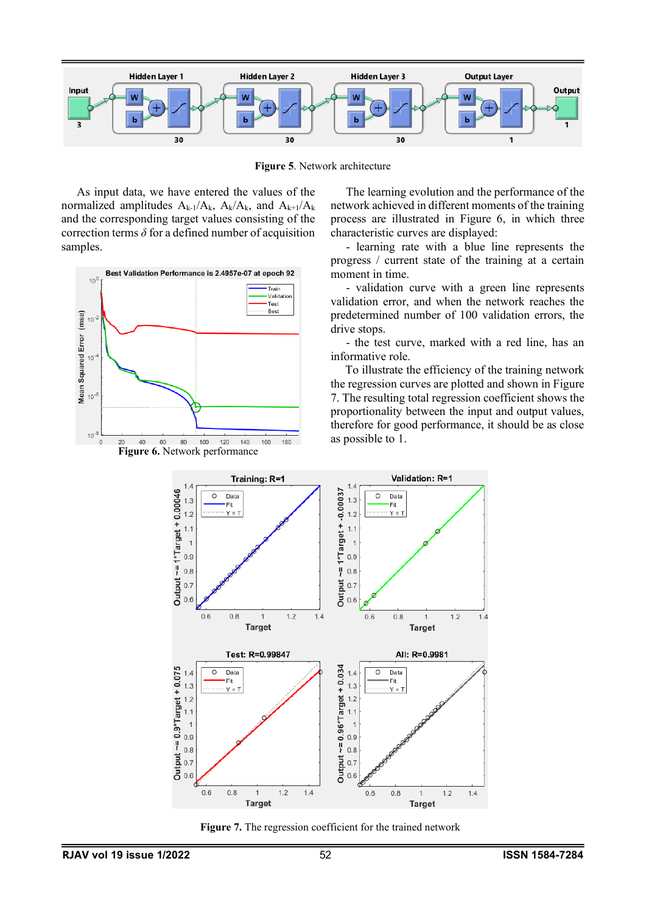**Figure 5**. Network architecture

As input data, we have entered the values of the normalized amplitudes $A_{k-1}/A_k$, $A_k/A_k$, and $A_{k+1}/A_k$ and the corresponding target values consisting of the correction terms $\delta$ for a defined number of acquisition samples.

**Figure 6.** Network performance

The learning evolution and the performance of the network achieved in different moments of the training process are illustrated in Figure 6, in which three characteristic curves are displayed:

- learning rate with a blue line represents the progress / current state of the training at a certain moment in time.
- validation curve with a green line represents validation error, and when the network reaches the predetermined number of 100 validation errors, the drive stops.
- the test curve, marked with a red line, has an informative role.

To illustrate the efficiency of the training network the regression curves are plotted and shown in Figure 7. The resulting total regression coefficient shows the proportionality between the input and output values, therefore for good performance, it should be as close as possible to 1.

**Figure 7.** The regression coefficient for the trained network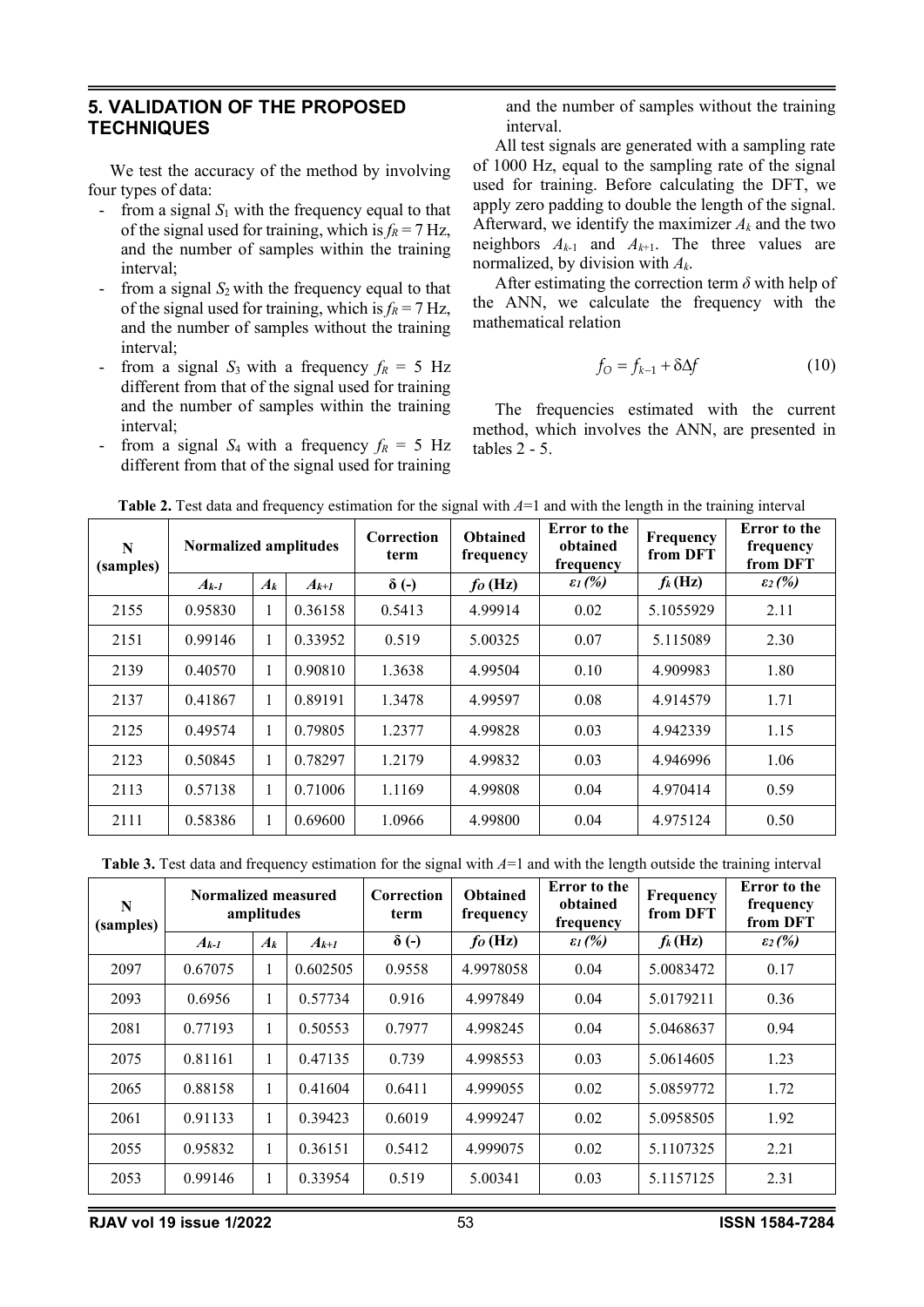## 5. VALIDATION OF THE PROPOSED TECHNIQUES

We test the accuracy of the method by involving four types of data:

- from a signal $S_1$ with the frequency equal to that of the signal used for training, which is $f_R = 7$ Hz, and the number of samples within the training interval;
- from a signal $S_2$ with the frequency equal to that of the signal used for training, which is $f_R = 7$ Hz, and the number of samples without the training interval;
- from a signal $S_3$ with a frequency $f_R = 5$ Hz different from that of the signal used for training and the number of samples within the training interval;
- from a signal $S_4$ with a frequency $f_R = 5$ Hz different from that of the signal used for training and the number of samples without the training interval.

All test signals are generated with a sampling rate of 1000 Hz, equal to the sampling rate of the signal used for training. Before calculating the DFT, we apply zero padding to double the length of the signal. Afterward, we identify the maximizer $A_k$ and the two neighbors $A_{k-1}$ and $A_{k+1}$. The three values are normalized, by division with $A_k$.

After estimating the correction term $\delta$ with help of the ANN, we calculate the frequency with the mathematical relation

$$f_O = f_{k-1} + \delta\Delta f \tag{10}$$

The frequencies estimated with the current method, which involves the ANN, are presented in tables 2 - 5.

**Table 2.** Test data and frequency estimation for the signal with $A$=1 and with the length in the training interval

| N (samples) | Normalized amplitudes | | | Correction term | Obtained frequency | Error to the obtained frequency | Frequency from DFT | Error to the frequency from DFT |
|---|---|---|---|---|---|---|---|---|
| | $A_{k-1}$ | $A_k$ | $A_{k+1}$ | $\delta$ (-) | $f_O$ (Hz) | $\varepsilon_1$ (%) | $f_k$ (Hz) | $\varepsilon_2$ (%) |
| 2155 | 0.95830 | 1 | 0.36158 | 0.5413 | 4.99914 | 0.02 | 5.1055929 | 2.11 |
| 2151 | 0.99146 | 1 | 0.33952 | 0.519 | 5.00325 | 0.07 | 5.115089 | 2.30 |
| 2139 | 0.40570 | 1 | 0.90810 | 1.3638 | 4.99504 | 0.10 | 4.909983 | 1.80 |
| 2137 | 0.41867 | 1 | 0.89191 | 1.3478 | 4.99597 | 0.08 | 4.914579 | 1.71 |
| 2125 | 0.49574 | 1 | 0.79805 | 1.2377 | 4.99828 | 0.03 | 4.942339 | 1.15 |
| 2123 | 0.50845 | 1 | 0.78297 | 1.2179 | 4.99832 | 0.03 | 4.946996 | 1.06 |
| 2113 | 0.57138 | 1 | 0.71006 | 1.1169 | 4.99808 | 0.04 | 4.970414 | 0.59 |
| 2111 | 0.58386 | 1 | 0.69600 | 1.0966 | 4.99800 | 0.04 | 4.975124 | 0.50 |

**Table 3.** Test data and frequency estimation for the signal with $A$=1 and with the length outside the training interval

| N (samples) | Normalized measured amplitudes | | | Correction term | Obtained frequency | Error to the obtained frequency | Frequency from DFT | Error to the frequency from DFT |
|---|---|---|---|---|---|---|---|---|
| | $A_{k-1}$ | $A_k$ | $A_{k+1}$ | $\delta$ (-) | $f_O$ (Hz) | $\varepsilon_1$ (%) | $f_k$ (Hz) | $\varepsilon_2$ (%) |
| 2097 | 0.67075 | 1 | 0.602505 | 0.9558 | 4.9978058 | 0.04 | 5.0083472 | 0.17 |
| 2093 | 0.6956 | 1 | 0.57734 | 0.916 | 4.997849 | 0.04 | 5.0179211 | 0.36 |
| 2081 | 0.77193 | 1 | 0.50553 | 0.7977 | 4.998245 | 0.04 | 5.0468637 | 0.94 |
| 2075 | 0.81161 | 1 | 0.47135 | 0.739 | 4.998553 | 0.03 | 5.0614605 | 1.23 |
| 2065 | 0.88158 | 1 | 0.41604 | 0.6411 | 4.999055 | 0.02 | 5.0859772 | 1.72 |
| 2061 | 0.91133 | 1 | 0.39423 | 0.6019 | 4.999247 | 0.02 | 5.0958505 | 1.92 |
| 2055 | 0.95832 | 1 | 0.36151 | 0.5412 | 4.999075 | 0.02 | 5.1107325 | 2.21 |
| 2053 | 0.99146 | 1 | 0.33954 | 0.519 | 5.00341 | 0.03 | 5.1157125 | 2.31 |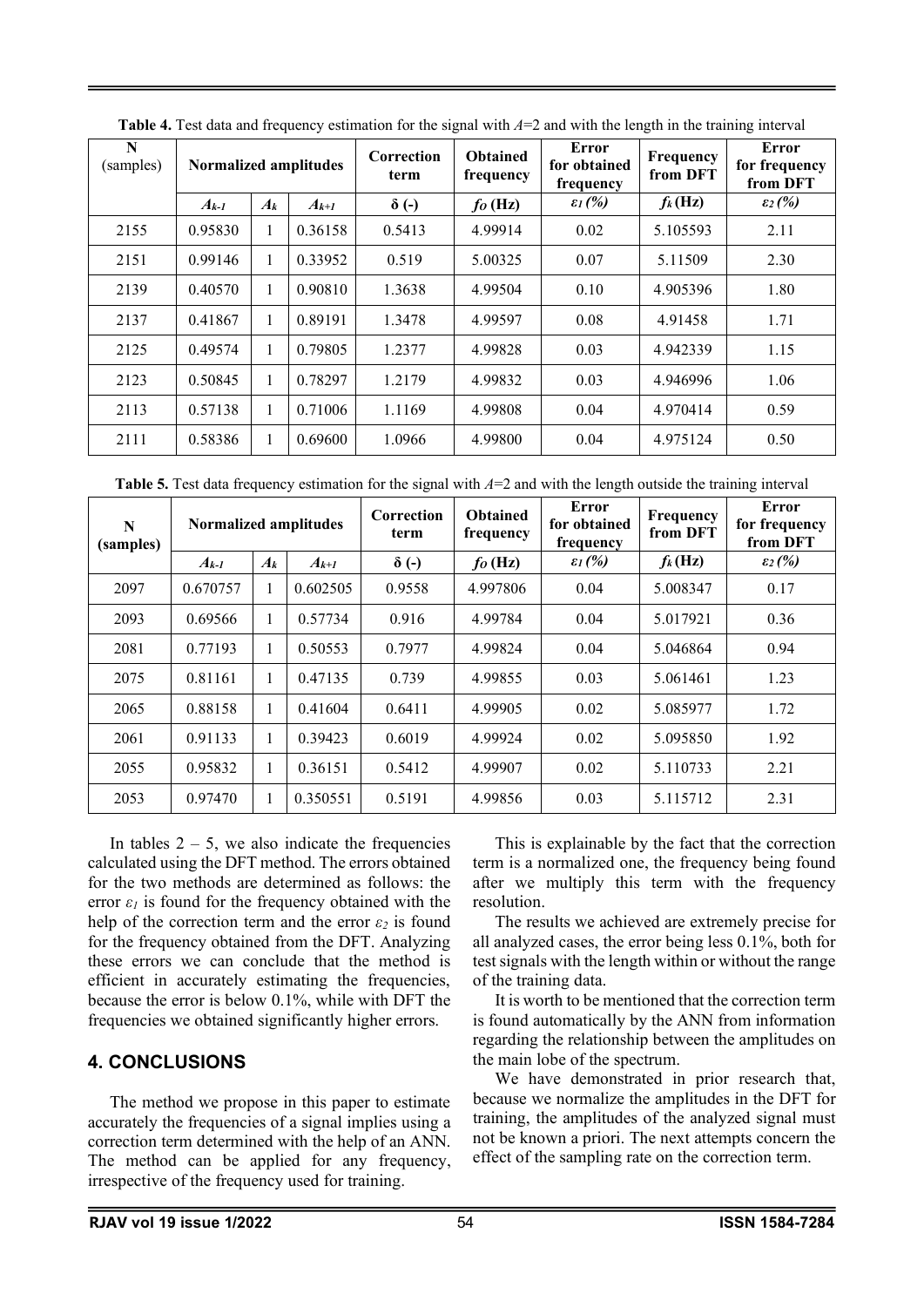**Table 4.** Test data and frequency estimation for the signal with $A$=2 and with the length in the training interval

| N (samples) | Normalized amplitudes | | | Correction term | Obtained frequency | Error for obtained frequency | Frequency from DFT | Error for frequency from DFT |
|---|---|---|---|---|---|---|---|---|
| | $A_{k-1}$ | $A_k$ | $A_{k+1}$ | δ (-) | $f_O$ (Hz) | $\varepsilon_1$ (%) | $f_k$ (Hz) | $\varepsilon_2$ (%) |
| 2155 | 0.95830 | 1 | 0.36158 | 0.5413 | 4.99914 | 0.02 | 5.105593 | 2.11 |
| 2151 | 0.99146 | 1 | 0.33952 | 0.519 | 5.00325 | 0.07 | 5.11509 | 2.30 |
| 2139 | 0.40570 | 1 | 0.90810 | 1.3638 | 4.99504 | 0.10 | 4.905396 | 1.80 |
| 2137 | 0.41867 | 1 | 0.89191 | 1.3478 | 4.99597 | 0.08 | 4.91458 | 1.71 |
| 2125 | 0.49574 | 1 | 0.79805 | 1.2377 | 4.99828 | 0.03 | 4.942339 | 1.15 |
| 2123 | 0.50845 | 1 | 0.78297 | 1.2179 | 4.99832 | 0.03 | 4.946996 | 1.06 |
| 2113 | 0.57138 | 1 | 0.71006 | 1.1169 | 4.99808 | 0.04 | 4.970414 | 0.59 |
| 2111 | 0.58386 | 1 | 0.69600 | 1.0966 | 4.99800 | 0.04 | 4.975124 | 0.50 |

**Table 5.** Test data frequency estimation for the signal with $A$=2 and with the length outside the training interval

| N (samples) | Normalized amplitudes | | | Correction term | Obtained frequency | Error for obtained frequency | Frequency from DFT | Error for frequency from DFT |
|---|---|---|---|---|---|---|---|---|
| | $A_{k-1}$ | $A_k$ | $A_{k+1}$ | δ (-) | $f_O$ (Hz) | $\varepsilon_1$ (%) | $f_k$ (Hz) | $\varepsilon_2$ (%) |
| 2097 | 0.670757 | 1 | 0.602505 | 0.9558 | 4.997806 | 0.04 | 5.008347 | 0.17 |
| 2093 | 0.69566 | 1 | 0.57734 | 0.916 | 4.99784 | 0.04 | 5.017921 | 0.36 |
| 2081 | 0.77193 | 1 | 0.50553 | 0.7977 | 4.99824 | 0.04 | 5.046864 | 0.94 |
| 2075 | 0.81161 | 1 | 0.47135 | 0.739 | 4.99855 | 0.03 | 5.061461 | 1.23 |
| 2065 | 0.88158 | 1 | 0.41604 | 0.6411 | 4.99905 | 0.02 | 5.085977 | 1.72 |
| 2061 | 0.91133 | 1 | 0.39423 | 0.6019 | 4.99924 | 0.02 | 5.095850 | 1.92 |
| 2055 | 0.95832 | 1 | 0.36151 | 0.5412 | 4.99907 | 0.02 | 5.110733 | 2.21 |
| 2053 | 0.97470 | 1 | 0.350551 | 0.5191 | 4.99856 | 0.03 | 5.115712 | 2.31 |

In tables 2 – 5, we also indicate the frequencies calculated using the DFT method. The errors obtained for the two methods are determined as follows: the error $\varepsilon_1$ is found for the frequency obtained with the help of the correction term and the error $\varepsilon_2$ is found for the frequency obtained from the DFT. Analyzing these errors we can conclude that the method is efficient in accurately estimating the frequencies, because the error is below 0.1%, while with DFT the frequencies we obtained significantly higher errors.

## 4. CONCLUSIONS

The method we propose in this paper to estimate accurately the frequencies of a signal implies using a correction term determined with the help of an ANN. The method can be applied for any frequency, irrespective of the frequency used for training.

This is explainable by the fact that the correction term is a normalized one, the frequency being found after we multiply this term with the frequency resolution.

The results we achieved are extremely precise for all analyzed cases, the error being less 0.1%, both for test signals with the length within or without the range of the training data.

It is worth to be mentioned that the correction term is found automatically by the ANN from information regarding the relationship between the amplitudes on the main lobe of the spectrum.

We have demonstrated in prior research that, because we normalize the amplitudes in the DFT for training, the amplitudes of the analyzed signal must not be known a priori. The next attempts concern the effect of the sampling rate on the correction term.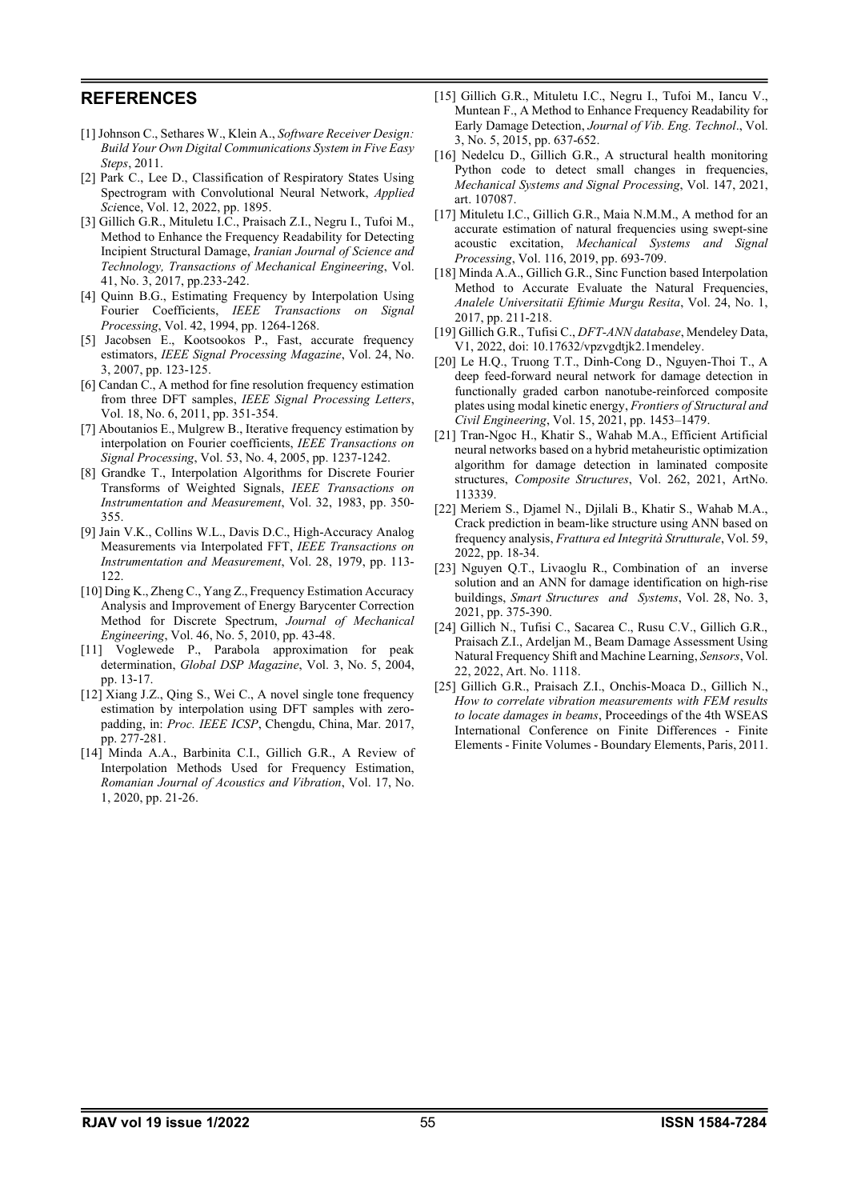## REFERENCES

[1] Johnson C., Sethares W., Klein A., *Software Receiver Design: Build Your Own Digital Communications System in Five Easy Steps*, 2011.

[2] Park C., Lee D., Classification of Respiratory States Using Spectrogram with Convolutional Neural Network, *Applied Science*, Vol. 12, 2022, pp. 1895.

[3] Gillich G.R., Mituletu I.C., Praisach Z.I., Negru I., Tufoi M., Method to Enhance the Frequency Readability for Detecting Incipient Structural Damage, *Iranian Journal of Science and Technology, Transactions of Mechanical Engineering*, Vol. 41, No. 3, 2017, pp.233-242.

[4] Quinn B.G., Estimating Frequency by Interpolation Using Fourier Coefficients, *IEEE Transactions on Signal Processing*, Vol. 42, 1994, pp. 1264-1268.

[5] Jacobsen E., Kootsookos P., Fast, accurate frequency estimators, *IEEE Signal Processing Magazine*, Vol. 24, No. 3, 2007, pp. 123-125.

[6] Candan C., A method for fine resolution frequency estimation from three DFT samples, *IEEE Signal Processing Letters*, Vol. 18, No. 6, 2011, pp. 351-354.

[7] Aboutanios E., Mulgrew B., Iterative frequency estimation by interpolation on Fourier coefficients, *IEEE Transactions on Signal Processing*, Vol. 53, No. 4, 2005, pp. 1237-1242.

[8] Grandke T., Interpolation Algorithms for Discrete Fourier Transforms of Weighted Signals, *IEEE Transactions on Instrumentation and Measurement*, Vol. 32, 1983, pp. 350-355.

[9] Jain V.K., Collins W.L., Davis D.C., High-Accuracy Analog Measurements via Interpolated FFT, *IEEE Transactions on Instrumentation and Measurement*, Vol. 28, 1979, pp. 113-122.

[10] Ding K., Zheng C., Yang Z., Frequency Estimation Accuracy Analysis and Improvement of Energy Barycenter Correction Method for Discrete Spectrum, *Journal of Mechanical Engineering*, Vol. 46, No. 5, 2010, pp. 43-48.

[11] Voglewede P., Parabola approximation for peak determination, *Global DSP Magazine*, Vol. 3, No. 5, 2004, pp. 13-17.

[12] Xiang J.Z., Qing S., Wei C., A novel single tone frequency estimation by interpolation using DFT samples with zero-padding, in: *Proc. IEEE ICSP*, Chengdu, China, Mar. 2017, pp. 277-281.

[14] Minda A.A., Barbinita C.I., Gillich G.R., A Review of Interpolation Methods Used for Frequency Estimation, *Romanian Journal of Acoustics and Vibration*, Vol. 17, No. 1, 2020, pp. 21-26.

[15] Gillich G.R., Mituletu I.C., Negru I., Tufoi M., Iancu V., Muntean F., A Method to Enhance Frequency Readability for Early Damage Detection, *Journal of Vib. Eng. Technol*., Vol. 3, No. 5, 2015, pp. 637-652.

[16] Nedelcu D., Gillich G.R., A structural health monitoring Python code to detect small changes in frequencies, *Mechanical Systems and Signal Processing*, Vol. 147, 2021, art. 107087.

[17] Mituletu I.C., Gillich G.R., Maia N.M.M., A method for an accurate estimation of natural frequencies using swept-sine acoustic excitation, *Mechanical Systems and Signal Processing*, Vol. 116, 2019, pp. 693-709.

[18] Minda A.A., Gillich G.R., Sinc Function based Interpolation Method to Accurate Evaluate the Natural Frequencies, *Analele Universitatii Eftimie Murgu Resita*, Vol. 24, No. 1, 2017, pp. 211-218.

[19] Gillich G.R., Tufisi C., *DFT-ANN database*, Mendeley Data, V1, 2022, doi: 10.17632/vpzvgdtjk2.1mendeley.

[20] Le H.Q., Truong T.T., Dinh-Cong D., Nguyen-Thoi T., A deep feed-forward neural network for damage detection in functionally graded carbon nanotube-reinforced composite plates using modal kinetic energy, *Frontiers of Structural and Civil Engineering*, Vol. 15, 2021, pp. 1453–1479.

[21] Tran-Ngoc H., Khatir S., Wahab M.A., Efficient Artificial neural networks based on a hybrid metaheuristic optimization algorithm for damage detection in laminated composite structures, *Composite Structures*, Vol. 262, 2021, ArtNo. 113339.

[22] Meriem S., Djamel N., Djilali B., Khatir S., Wahab M.A., Crack prediction in beam-like structure using ANN based on frequency analysis, *Frattura ed Integrità Strutturale*, Vol. 59, 2022, pp. 18-34.

[23] Nguyen Q.T., Livaoglu R., Combination of an inverse solution and an ANN for damage identification on high-rise buildings, *Smart Structures and Systems*, Vol. 28, No. 3, 2021, pp. 375-390.

[24] Gillich N., Tufisi C., Sacarea C., Rusu C.V., Gillich G.R., Praisach Z.I., Ardeljan M., Beam Damage Assessment Using Natural Frequency Shift and Machine Learning, *Sensors*, Vol. 22, 2022, Art. No. 1118.

[25] Gillich G.R., Praisach Z.I., Onchis-Moaca D., Gillich N., *How to correlate vibration measurements with FEM results to locate damages in beams*, Proceedings of the 4th WSEAS International Conference on Finite Differences - Finite Elements - Finite Volumes - Boundary Elements, Paris, 2011.